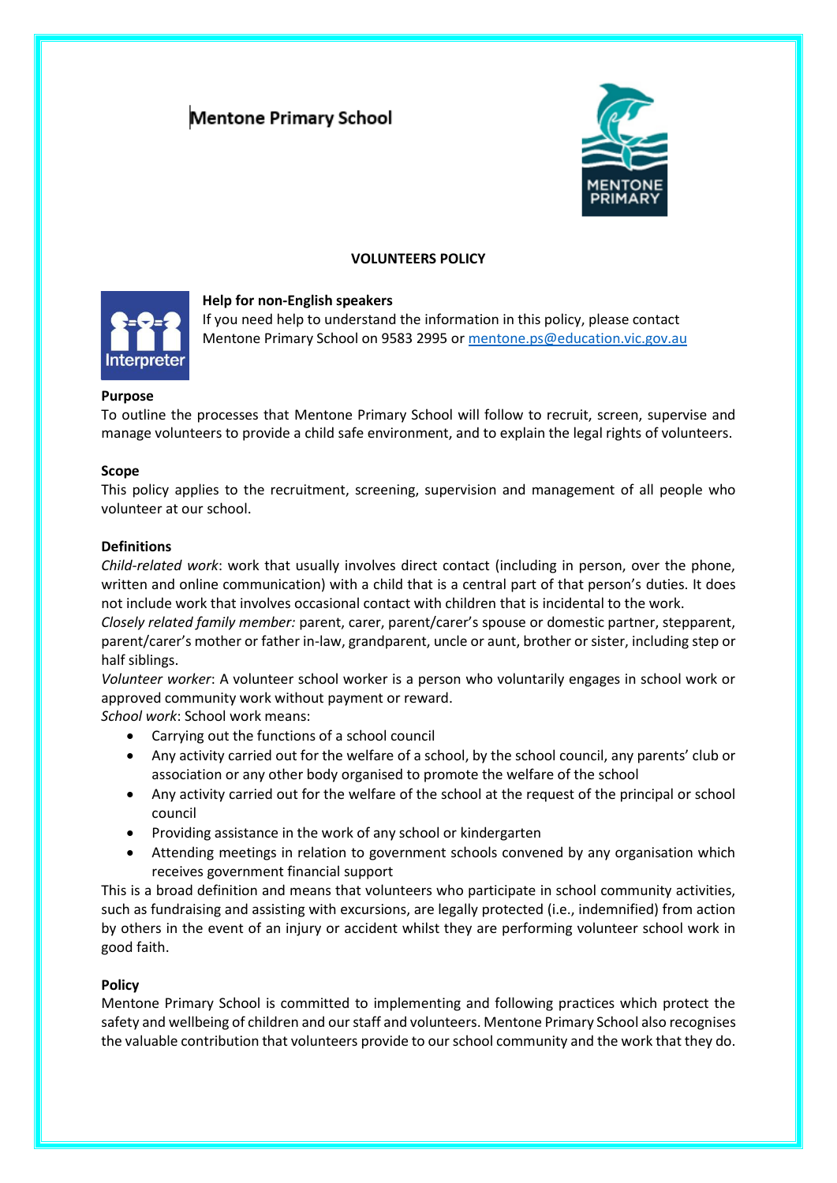Mentone Primary School

# VOLUNTEERS POLICY

**Help for non-English speakers**
If you need help to understand the information in this policy, please contact Mentone Primary School on 9583 2995 or mentone.ps@education.vic.gov.au

## Purpose

To outline the processes that Mentone Primary School will follow to recruit, screen, supervise and manage volunteers to provide a child safe environment, and to explain the legal rights of volunteers.

## Scope

This policy applies to the recruitment, screening, supervision and management of all people who volunteer at our school.

## Definitions

*Child-related work*: work that usually involves direct contact (including in person, over the phone, written and online communication) with a child that is a central part of that person's duties. It does not include work that involves occasional contact with children that is incidental to the work.

*Closely related family member:* parent, carer, parent/carer's spouse or domestic partner, stepparent, parent/carer's mother or father in-law, grandparent, uncle or aunt, brother or sister, including step or half siblings.

*Volunteer worker*: A volunteer school worker is a person who voluntarily engages in school work or approved community work without payment or reward.

*School work*: School work means:

- Carrying out the functions of a school council
- Any activity carried out for the welfare of a school, by the school council, any parents' club or association or any other body organised to promote the welfare of the school
- Any activity carried out for the welfare of the school at the request of the principal or school council
- Providing assistance in the work of any school or kindergarten
- Attending meetings in relation to government schools convened by any organisation which receives government financial support

This is a broad definition and means that volunteers who participate in school community activities, such as fundraising and assisting with excursions, are legally protected (i.e., indemnified) from action by others in the event of an injury or accident whilst they are performing volunteer school work in good faith.

## Policy

Mentone Primary School is committed to implementing and following practices which protect the safety and wellbeing of children and our staff and volunteers. Mentone Primary School also recognises the valuable contribution that volunteers provide to our school community and the work that they do.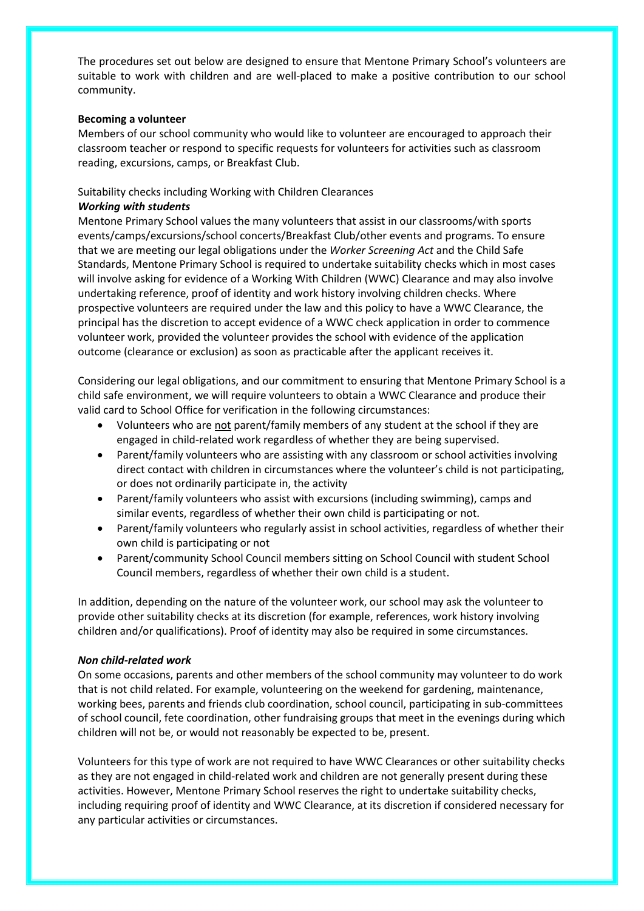The procedures set out below are designed to ensure that Mentone Primary School's volunteers are suitable to work with children and are well-placed to make a positive contribution to our school community.

**Becoming a volunteer**

Members of our school community who would like to volunteer are encouraged to approach their classroom teacher or respond to specific requests for volunteers for activities such as classroom reading, excursions, camps, or Breakfast Club.

Suitability checks including Working with Children Clearances

***Working with students***

Mentone Primary School values the many volunteers that assist in our classrooms/with sports events/camps/excursions/school concerts/Breakfast Club/other events and programs. To ensure that we are meeting our legal obligations under the *Worker Screening Act* and the Child Safe Standards, Mentone Primary School is required to undertake suitability checks which in most cases will involve asking for evidence of a Working With Children (WWC) Clearance and may also involve undertaking reference, proof of identity and work history involving children checks. Where prospective volunteers are required under the law and this policy to have a WWC Clearance, the principal has the discretion to accept evidence of a WWC check application in order to commence volunteer work, provided the volunteer provides the school with evidence of the application outcome (clearance or exclusion) as soon as practicable after the applicant receives it.

Considering our legal obligations, and our commitment to ensuring that Mentone Primary School is a child safe environment, we will require volunteers to obtain a WWC Clearance and produce their valid card to School Office for verification in the following circumstances:

- Volunteers who are not parent/family members of any student at the school if they are engaged in child-related work regardless of whether they are being supervised.
- Parent/family volunteers who are assisting with any classroom or school activities involving direct contact with children in circumstances where the volunteer's child is not participating, or does not ordinarily participate in, the activity
- Parent/family volunteers who assist with excursions (including swimming), camps and similar events, regardless of whether their own child is participating or not.
- Parent/family volunteers who regularly assist in school activities, regardless of whether their own child is participating or not
- Parent/community School Council members sitting on School Council with student School Council members, regardless of whether their own child is a student.

In addition, depending on the nature of the volunteer work, our school may ask the volunteer to provide other suitability checks at its discretion (for example, references, work history involving children and/or qualifications). Proof of identity may also be required in some circumstances.

***Non child-related work***

On some occasions, parents and other members of the school community may volunteer to do work that is not child related. For example, volunteering on the weekend for gardening, maintenance, working bees, parents and friends club coordination, school council, participating in sub-committees of school council, fete coordination, other fundraising groups that meet in the evenings during which children will not be, or would not reasonably be expected to be, present.

Volunteers for this type of work are not required to have WWC Clearances or other suitability checks as they are not engaged in child-related work and children are not generally present during these activities. However, Mentone Primary School reserves the right to undertake suitability checks, including requiring proof of identity and WWC Clearance, at its discretion if considered necessary for any particular activities or circumstances.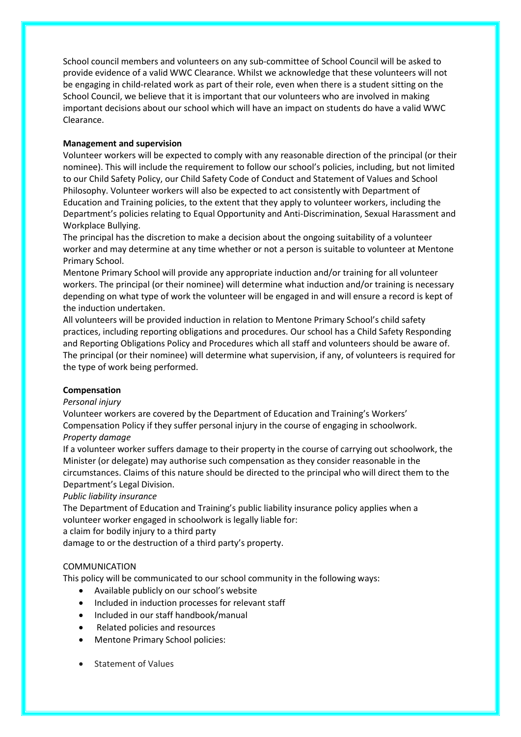School council members and volunteers on any sub-committee of School Council will be asked to provide evidence of a valid WWC Clearance. Whilst we acknowledge that these volunteers will not be engaging in child-related work as part of their role, even when there is a student sitting on the School Council, we believe that it is important that our volunteers who are involved in making important decisions about our school which will have an impact on students do have a valid WWC Clearance.

**Management and supervision**

Volunteer workers will be expected to comply with any reasonable direction of the principal (or their nominee). This will include the requirement to follow our school's policies, including, but not limited to our Child Safety Policy, our Child Safety Code of Conduct and Statement of Values and School Philosophy. Volunteer workers will also be expected to act consistently with Department of Education and Training policies, to the extent that they apply to volunteer workers, including the Department's policies relating to Equal Opportunity and Anti-Discrimination, Sexual Harassment and Workplace Bullying.

The principal has the discretion to make a decision about the ongoing suitability of a volunteer worker and may determine at any time whether or not a person is suitable to volunteer at Mentone Primary School.

Mentone Primary School will provide any appropriate induction and/or training for all volunteer workers. The principal (or their nominee) will determine what induction and/or training is necessary depending on what type of work the volunteer will be engaged in and will ensure a record is kept of the induction undertaken.

All volunteers will be provided induction in relation to Mentone Primary School's child safety practices, including reporting obligations and procedures. Our school has a Child Safety Responding and Reporting Obligations Policy and Procedures which all staff and volunteers should be aware of.

The principal (or their nominee) will determine what supervision, if any, of volunteers is required for the type of work being performed.

**Compensation**

*Personal injury*

Volunteer workers are covered by the Department of Education and Training's Workers' Compensation Policy if they suffer personal injury in the course of engaging in schoolwork.

*Property damage*

If a volunteer worker suffers damage to their property in the course of carrying out schoolwork, the Minister (or delegate) may authorise such compensation as they consider reasonable in the circumstances. Claims of this nature should be directed to the principal who will direct them to the Department's Legal Division.

*Public liability insurance*

The Department of Education and Training's public liability insurance policy applies when a volunteer worker engaged in schoolwork is legally liable for:

a claim for bodily injury to a third party

damage to or the destruction of a third party's property.

COMMUNICATION

This policy will be communicated to our school community in the following ways:

- Available publicly on our school's website
- Included in induction processes for relevant staff
- Included in our staff handbook/manual
- Related policies and resources
- Mentone Primary School policies:

- Statement of Values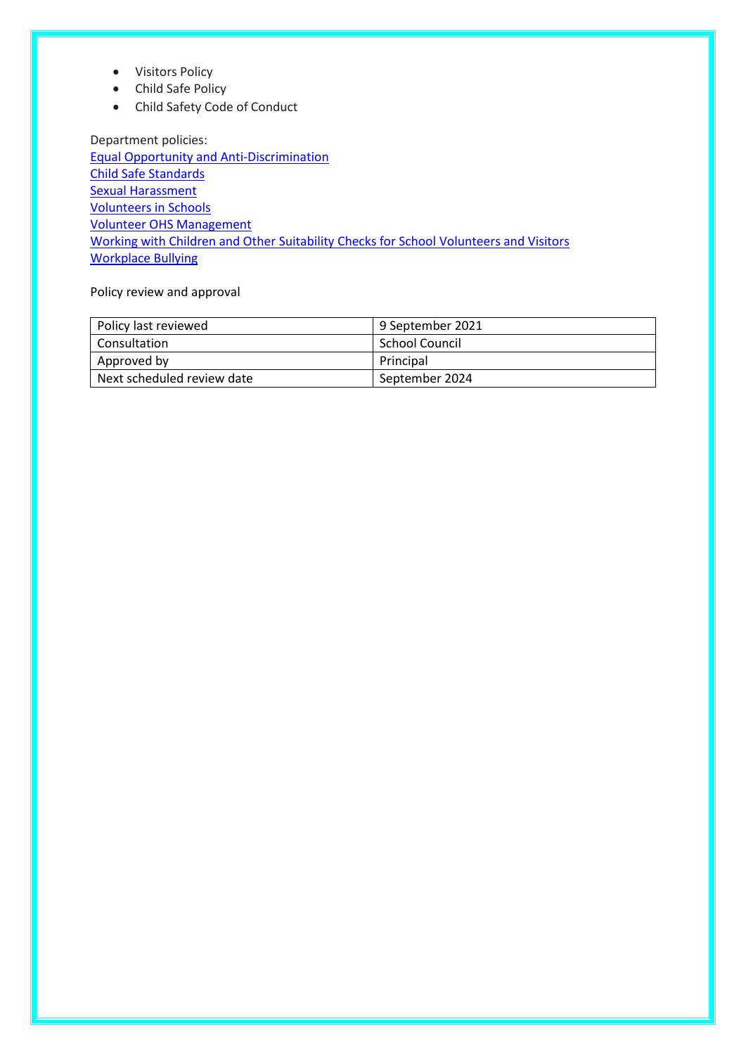- Visitors Policy
- Child Safe Policy
- Child Safety Code of Conduct

Department policies:
Equal Opportunity and Anti-Discrimination
Child Safe Standards
Sexual Harassment
Volunteers in Schools
Volunteer OHS Management
Working with Children and Other Suitability Checks for School Volunteers and Visitors
Workplace Bullying

Policy review and approval

| | |
|---|---|
| Policy last reviewed | 9 September 2021 |
| Consultation | School Council |
| Approved by | Principal |
| Next scheduled review date | September 2024 |